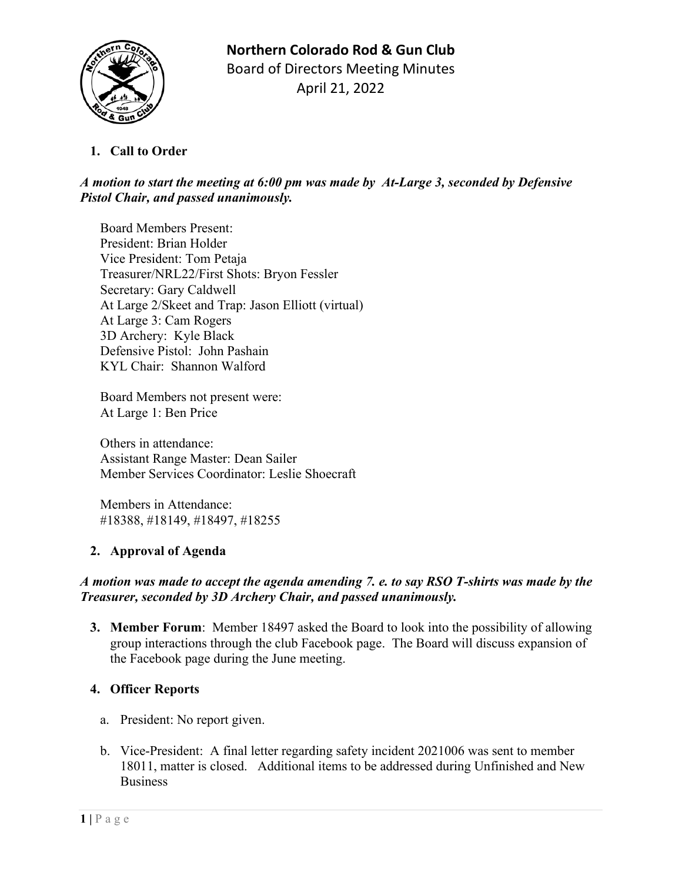# Northern Colorado Rod & Gun Club

Board of Directors Meeting Minutes

April 21, 2022

1. **Call to Order**

***A motion to start the meeting at 6:00 pm was made by At-Large 3, seconded by Defensive Pistol Chair, and passed unanimously.***

Board Members Present:
President: Brian Holder
Vice President: Tom Petaja
Treasurer/NRL22/First Shots: Bryon Fessler
Secretary: Gary Caldwell
At Large 2/Skeet and Trap: Jason Elliott (virtual)
At Large 3: Cam Rogers
3D Archery: Kyle Black
Defensive Pistol: John Pashain
KYL Chair: Shannon Walford

Board Members not present were:
At Large 1: Ben Price

Others in attendance:
Assistant Range Master: Dean Sailer
Member Services Coordinator: Leslie Shoecraft

Members in Attendance:
#18388, #18149, #18497, #18255

2. **Approval of Agenda**

***A motion was made to accept the agenda amending 7. e. to say RSO T-shirts was made by the Treasurer, seconded by 3D Archery Chair, and passed unanimously.***

3. **Member Forum**: Member 18497 asked the Board to look into the possibility of allowing group interactions through the club Facebook page. The Board will discuss expansion of the Facebook page during the June meeting.

4. **Officer Reports**

   a. President: No report given.

   b. Vice-President: A final letter regarding safety incident 2021006 was sent to member 18011, matter is closed. Additional items to be addressed during Unfinished and New Business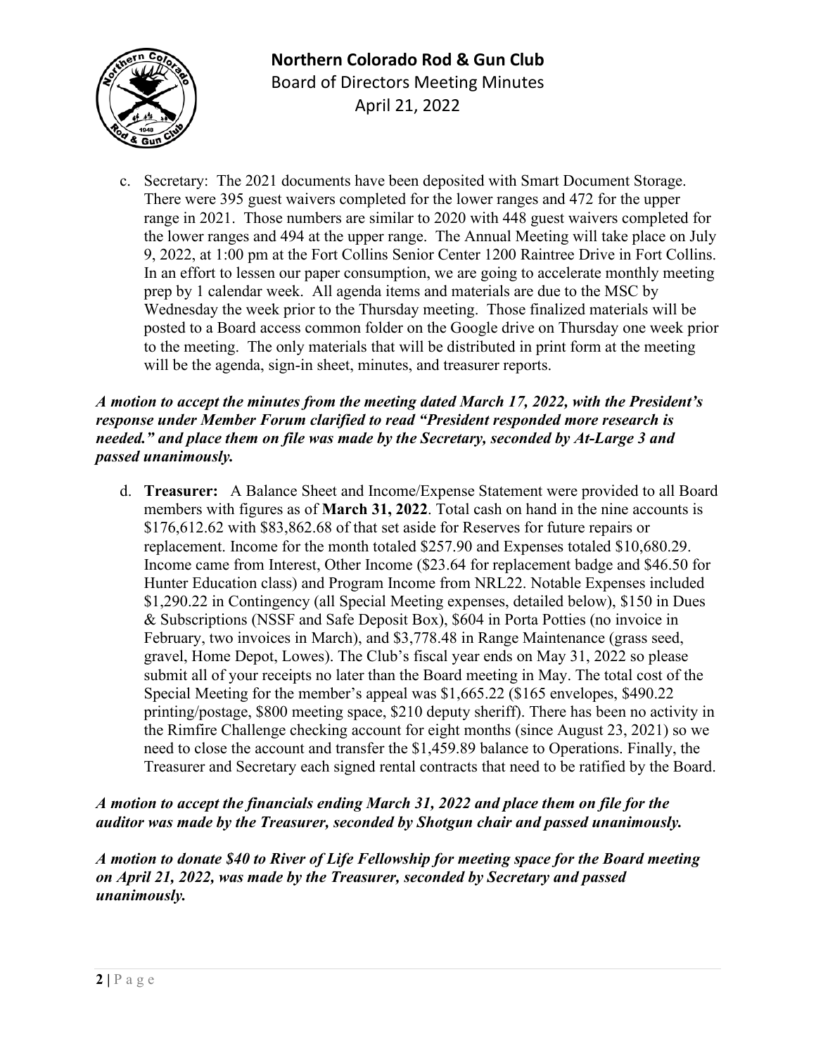c. Secretary: The 2021 documents have been deposited with Smart Document Storage. There were 395 guest waivers completed for the lower ranges and 472 for the upper range in 2021. Those numbers are similar to 2020 with 448 guest waivers completed for the lower ranges and 494 at the upper range. The Annual Meeting will take place on July 9, 2022, at 1:00 pm at the Fort Collins Senior Center 1200 Raintree Drive in Fort Collins. In an effort to lessen our paper consumption, we are going to accelerate monthly meeting prep by 1 calendar week. All agenda items and materials are due to the MSC by Wednesday the week prior to the Thursday meeting. Those finalized materials will be posted to a Board access common folder on the Google drive on Thursday one week prior to the meeting. The only materials that will be distributed in print form at the meeting will be the agenda, sign-in sheet, minutes, and treasurer reports.

***A motion to accept the minutes from the meeting dated March 17, 2022, with the President's response under Member Forum clarified to read "President responded more research is needed." and place them on file was made by the Secretary, seconded by At-Large 3 and passed unanimously.***

d. **Treasurer:** A Balance Sheet and Income/Expense Statement were provided to all Board members with figures as of **March 31, 2022**. Total cash on hand in the nine accounts is $176,612.62 with $83,862.68 of that set aside for Reserves for future repairs or replacement. Income for the month totaled $257.90 and Expenses totaled $10,680.29. Income came from Interest, Other Income ($23.64 for replacement badge and $46.50 for Hunter Education class) and Program Income from NRL22. Notable Expenses included $1,290.22 in Contingency (all Special Meeting expenses, detailed below), $150 in Dues & Subscriptions (NSSF and Safe Deposit Box), $604 in Porta Potties (no invoice in February, two invoices in March), and $3,778.48 in Range Maintenance (grass seed, gravel, Home Depot, Lowes). The Club's fiscal year ends on May 31, 2022 so please submit all of your receipts no later than the Board meeting in May. The total cost of the Special Meeting for the member's appeal was $1,665.22 ($165 envelopes, $490.22 printing/postage, $800 meeting space, $210 deputy sheriff). There has been no activity in the Rimfire Challenge checking account for eight months (since August 23, 2021) so we need to close the account and transfer the $1,459.89 balance to Operations. Finally, the Treasurer and Secretary each signed rental contracts that need to be ratified by the Board.

***A motion to accept the financials ending March 31, 2022 and place them on file for the auditor was made by the Treasurer, seconded by Shotgun chair and passed unanimously.***

***A motion to donate $40 to River of Life Fellowship for meeting space for the Board meeting on April 21, 2022, was made by the Treasurer, seconded by Secretary and passed unanimously.***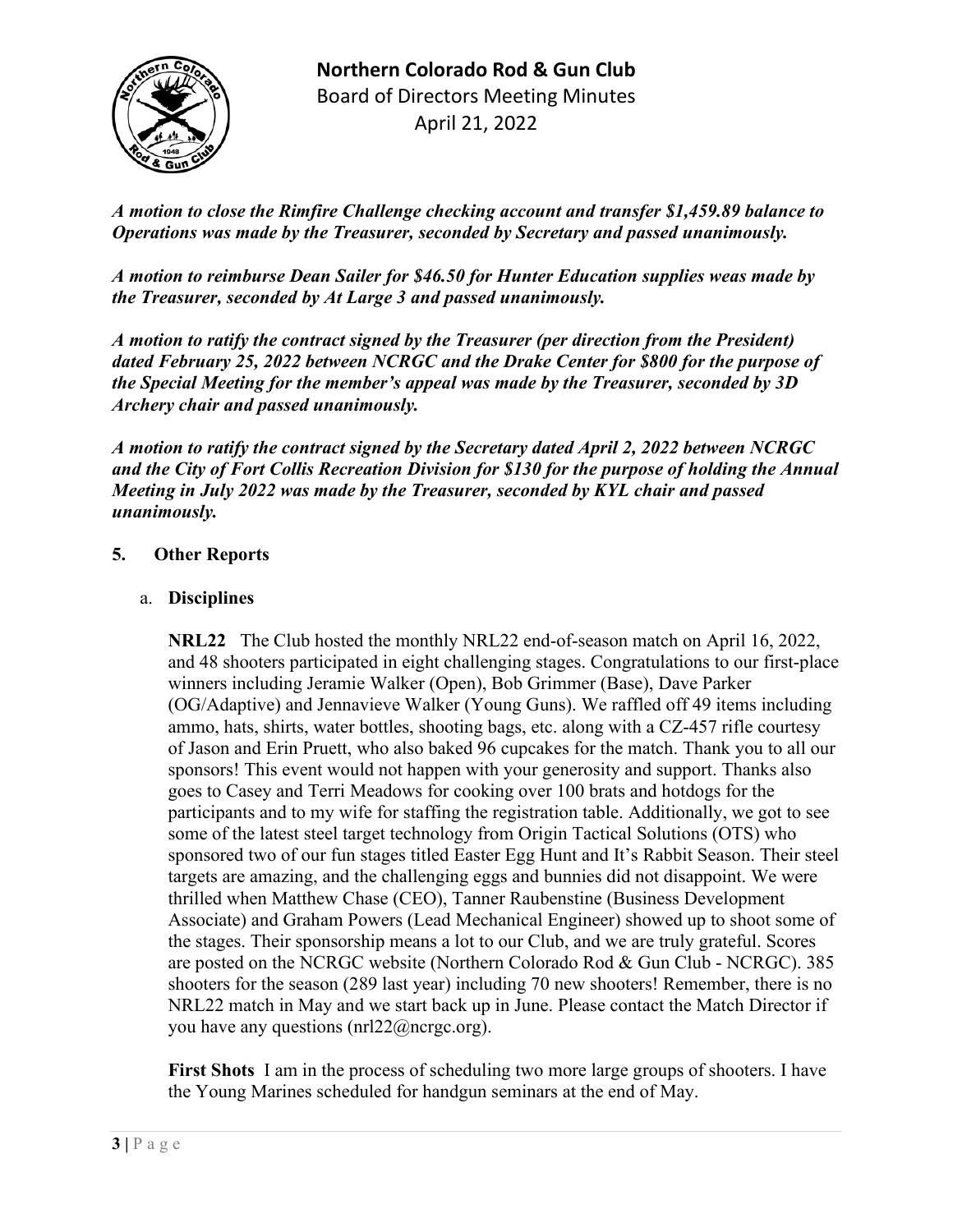***A motion to close the Rimfire Challenge checking account and transfer $1,459.89 balance to Operations was made by the Treasurer, seconded by Secretary and passed unanimously.***

***A motion to reimburse Dean Sailer for $46.50 for Hunter Education supplies weas made by the Treasurer, seconded by At Large 3 and passed unanimously.***

***A motion to ratify the contract signed by the Treasurer (per direction from the President) dated February 25, 2022 between NCRGC and the Drake Center for $800 for the purpose of the Special Meeting for the member's appeal was made by the Treasurer, seconded by 3D Archery chair and passed unanimously.***

***A motion to ratify the contract signed by the Secretary dated April 2, 2022 between NCRGC and the City of Fort Collis Recreation Division for $130 for the purpose of holding the Annual Meeting in July 2022 was made by the Treasurer, seconded by KYL chair and passed unanimously.***

## 5. Other Reports

### a. Disciplines

**NRL22** The Club hosted the monthly NRL22 end-of-season match on April 16, 2022, and 48 shooters participated in eight challenging stages. Congratulations to our first-place winners including Jeramie Walker (Open), Bob Grimmer (Base), Dave Parker (OG/Adaptive) and Jennavieve Walker (Young Guns). We raffled off 49 items including ammo, hats, shirts, water bottles, shooting bags, etc. along with a CZ-457 rifle courtesy of Jason and Erin Pruett, who also baked 96 cupcakes for the match. Thank you to all our sponsors! This event would not happen with your generosity and support. Thanks also goes to Casey and Terri Meadows for cooking over 100 brats and hotdogs for the participants and to my wife for staffing the registration table. Additionally, we got to see some of the latest steel target technology from Origin Tactical Solutions (OTS) who sponsored two of our fun stages titled Easter Egg Hunt and It's Rabbit Season. Their steel targets are amazing, and the challenging eggs and bunnies did not disappoint. We were thrilled when Matthew Chase (CEO), Tanner Raubenstine (Business Development Associate) and Graham Powers (Lead Mechanical Engineer) showed up to shoot some of the stages. Their sponsorship means a lot to our Club, and we are truly grateful. Scores are posted on the NCRGC website (Northern Colorado Rod & Gun Club - NCRGC). 385 shooters for the season (289 last year) including 70 new shooters! Remember, there is no NRL22 match in May and we start back up in June. Please contact the Match Director if you have any questions (nrl22@ncrgc.org).

**First Shots** I am in the process of scheduling two more large groups of shooters. I have the Young Marines scheduled for handgun seminars at the end of May.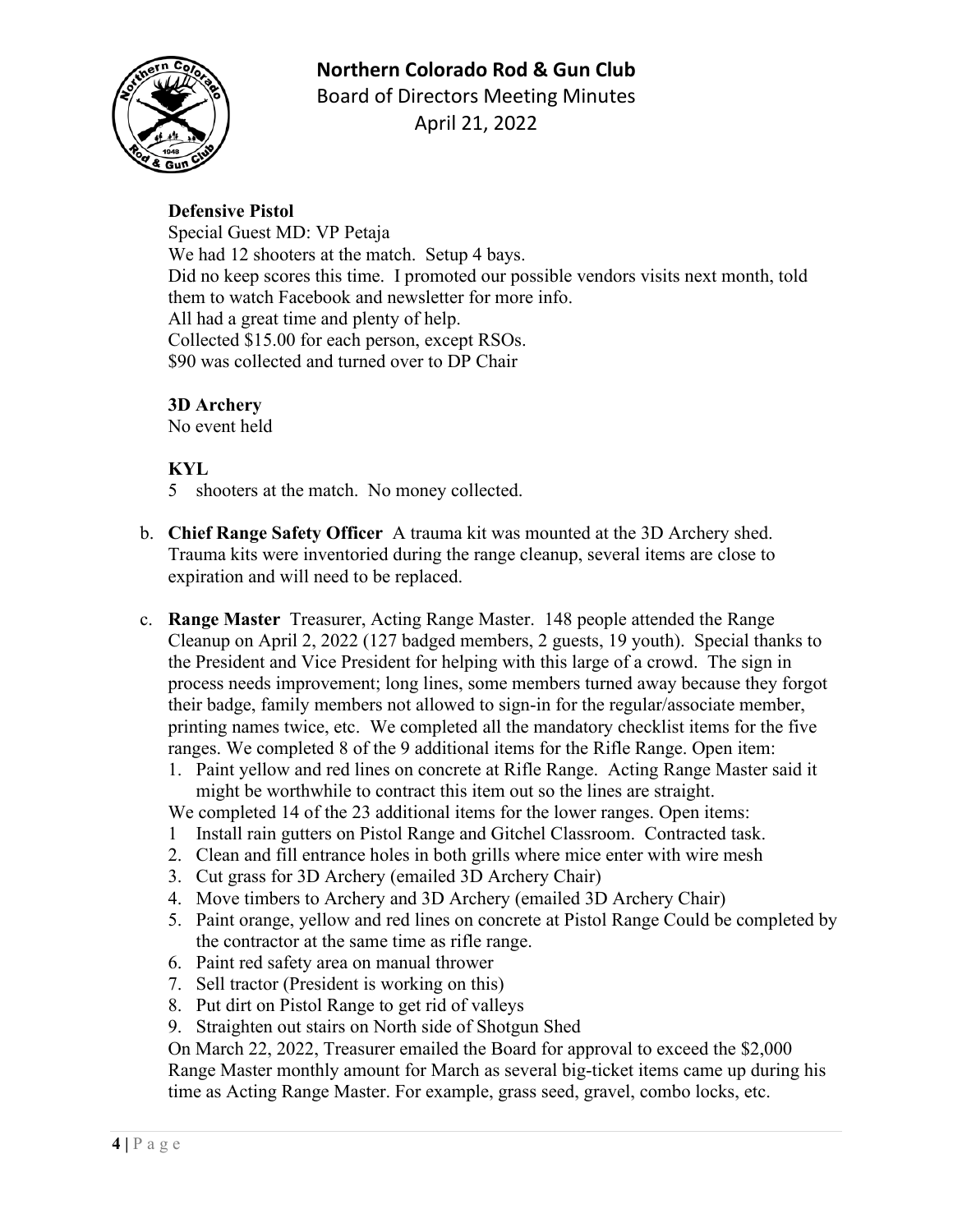**Defensive Pistol**

Special Guest MD: VP Petaja
We had 12 shooters at the match. Setup 4 bays.
Did no keep scores this time. I promoted our possible vendors visits next month, told them to watch Facebook and newsletter for more info.
All had a great time and plenty of help.
Collected $15.00 for each person, except RSOs.
$90 was collected and turned over to DP Chair

**3D Archery**

No event held

**KYL**

5 shooters at the match. No money collected.

b. **Chief Range Safety Officer** A trauma kit was mounted at the 3D Archery shed. Trauma kits were inventoried during the range cleanup, several items are close to expiration and will need to be replaced.

c. **Range Master** Treasurer, Acting Range Master. 148 people attended the Range Cleanup on April 2, 2022 (127 badged members, 2 guests, 19 youth). Special thanks to the President and Vice President for helping with this large of a crowd. The sign in process needs improvement; long lines, some members turned away because they forgot their badge, family members not allowed to sign-in for the regular/associate member, printing names twice, etc. We completed all the mandatory checklist items for the five ranges. We completed 8 of the 9 additional items for the Rifle Range. Open item:

1. Paint yellow and red lines on concrete at Rifle Range. Acting Range Master said it might be worthwhile to contract this item out so the lines are straight.

We completed 14 of the 23 additional items for the lower ranges. Open items:

1. Install rain gutters on Pistol Range and Gitchel Classroom. Contracted task.
2. Clean and fill entrance holes in both grills where mice enter with wire mesh
3. Cut grass for 3D Archery (emailed 3D Archery Chair)
4. Move timbers to Archery and 3D Archery (emailed 3D Archery Chair)
5. Paint orange, yellow and red lines on concrete at Pistol Range Could be completed by the contractor at the same time as rifle range.
6. Paint red safety area on manual thrower
7. Sell tractor (President is working on this)
8. Put dirt on Pistol Range to get rid of valleys
9. Straighten out stairs on North side of Shotgun Shed

On March 22, 2022, Treasurer emailed the Board for approval to exceed the $2,000 Range Master monthly amount for March as several big-ticket items came up during his time as Acting Range Master. For example, grass seed, gravel, combo locks, etc.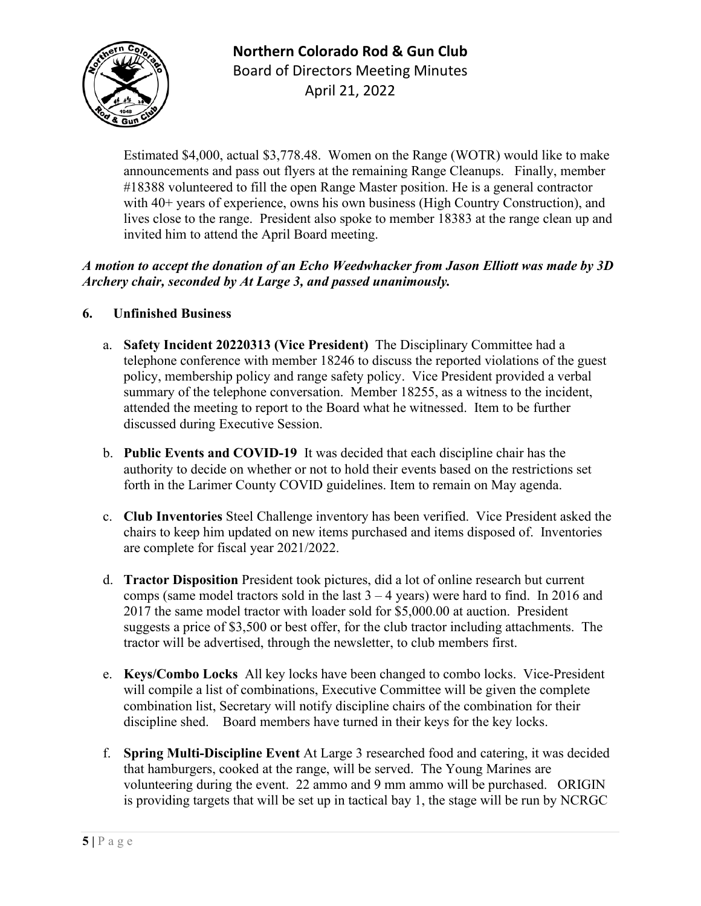Estimated $4,000, actual $3,778.48. Women on the Range (WOTR) would like to make announcements and pass out flyers at the remaining Range Cleanups. Finally, member #18388 volunteered to fill the open Range Master position. He is a general contractor with 40+ years of experience, owns his own business (High Country Construction), and lives close to the range. President also spoke to member 18383 at the range clean up and invited him to attend the April Board meeting.

***A motion to accept the donation of an Echo Weedwhacker from Jason Elliott was made by 3D Archery chair, seconded by At Large 3, and passed unanimously.***

**6. Unfinished Business**

a. **Safety Incident 20220313 (Vice President)** The Disciplinary Committee had a telephone conference with member 18246 to discuss the reported violations of the guest policy, membership policy and range safety policy. Vice President provided a verbal summary of the telephone conversation. Member 18255, as a witness to the incident, attended the meeting to report to the Board what he witnessed. Item to be further discussed during Executive Session.

b. **Public Events and COVID-19** It was decided that each discipline chair has the authority to decide on whether or not to hold their events based on the restrictions set forth in the Larimer County COVID guidelines. Item to remain on May agenda.

c. **Club Inventories** Steel Challenge inventory has been verified. Vice President asked the chairs to keep him updated on new items purchased and items disposed of. Inventories are complete for fiscal year 2021/2022.

d. **Tractor Disposition** President took pictures, did a lot of online research but current comps (same model tractors sold in the last 3 – 4 years) were hard to find. In 2016 and 2017 the same model tractor with loader sold for $5,000.00 at auction. President suggests a price of $3,500 or best offer, for the club tractor including attachments. The tractor will be advertised, through the newsletter, to club members first.

e. **Keys/Combo Locks** All key locks have been changed to combo locks. Vice-President will compile a list of combinations, Executive Committee will be given the complete combination list, Secretary will notify discipline chairs of the combination for their discipline shed. Board members have turned in their keys for the key locks.

f. **Spring Multi-Discipline Event** At Large 3 researched food and catering, it was decided that hamburgers, cooked at the range, will be served. The Young Marines are volunteering during the event. 22 ammo and 9 mm ammo will be purchased. ORIGIN is providing targets that will be set up in tactical bay 1, the stage will be run by NCRGC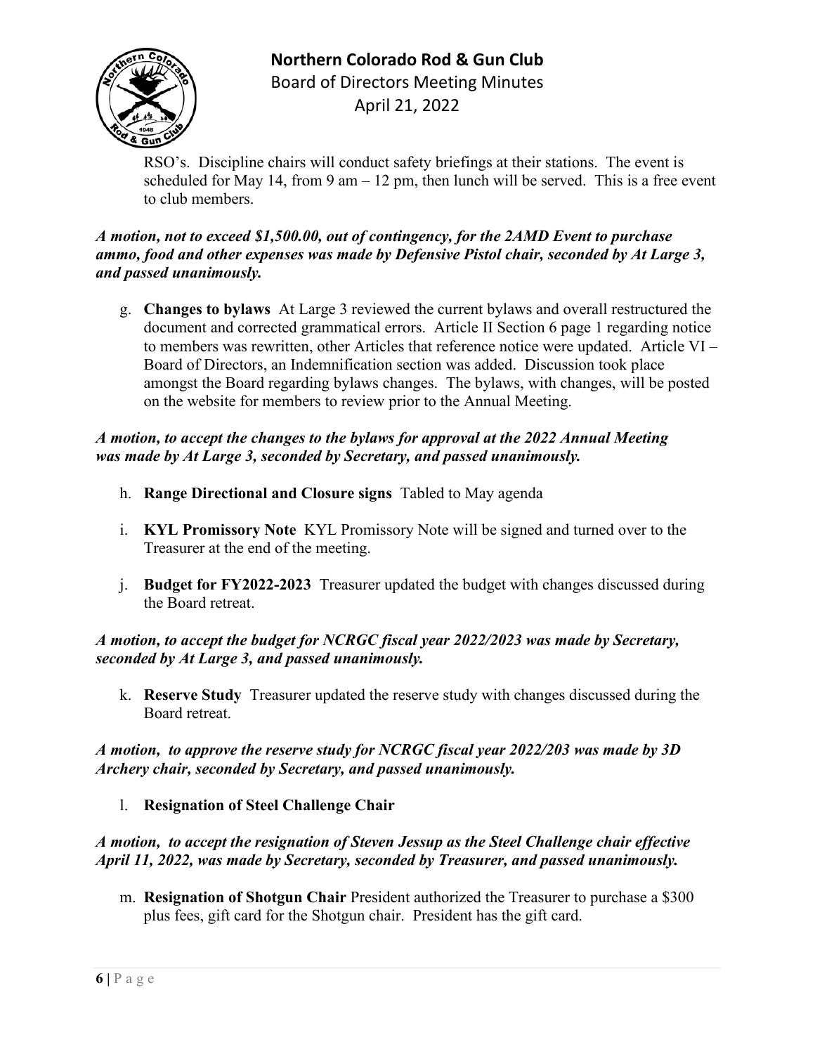RSO's. Discipline chairs will conduct safety briefings at their stations. The event is scheduled for May 14, from 9 am – 12 pm, then lunch will be served. This is a free event to club members.

***A motion, not to exceed $1,500.00, out of contingency, for the 2AMD Event to purchase ammo, food and other expenses was made by Defensive Pistol chair, seconded by At Large 3, and passed unanimously.***

g. **Changes to bylaws** At Large 3 reviewed the current bylaws and overall restructured the document and corrected grammatical errors. Article II Section 6 page 1 regarding notice to members was rewritten, other Articles that reference notice were updated. Article VI – Board of Directors, an Indemnification section was added. Discussion took place amongst the Board regarding bylaws changes. The bylaws, with changes, will be posted on the website for members to review prior to the Annual Meeting.

***A motion, to accept the changes to the bylaws for approval at the 2022 Annual Meeting was made by At Large 3, seconded by Secretary, and passed unanimously.***

h. **Range Directional and Closure signs** Tabled to May agenda

i. **KYL Promissory Note** KYL Promissory Note will be signed and turned over to the Treasurer at the end of the meeting.

j. **Budget for FY2022-2023** Treasurer updated the budget with changes discussed during the Board retreat.

***A motion, to accept the budget for NCRGC fiscal year 2022/2023 was made by Secretary, seconded by At Large 3, and passed unanimously.***

k. **Reserve Study** Treasurer updated the reserve study with changes discussed during the Board retreat.

***A motion, to approve the reserve study for NCRGC fiscal year 2022/203 was made by 3D Archery chair, seconded by Secretary, and passed unanimously.***

l. **Resignation of Steel Challenge Chair**

***A motion, to accept the resignation of Steven Jessup as the Steel Challenge chair effective April 11, 2022, was made by Secretary, seconded by Treasurer, and passed unanimously.***

m. **Resignation of Shotgun Chair** President authorized the Treasurer to purchase a $300 plus fees, gift card for the Shotgun chair. President has the gift card.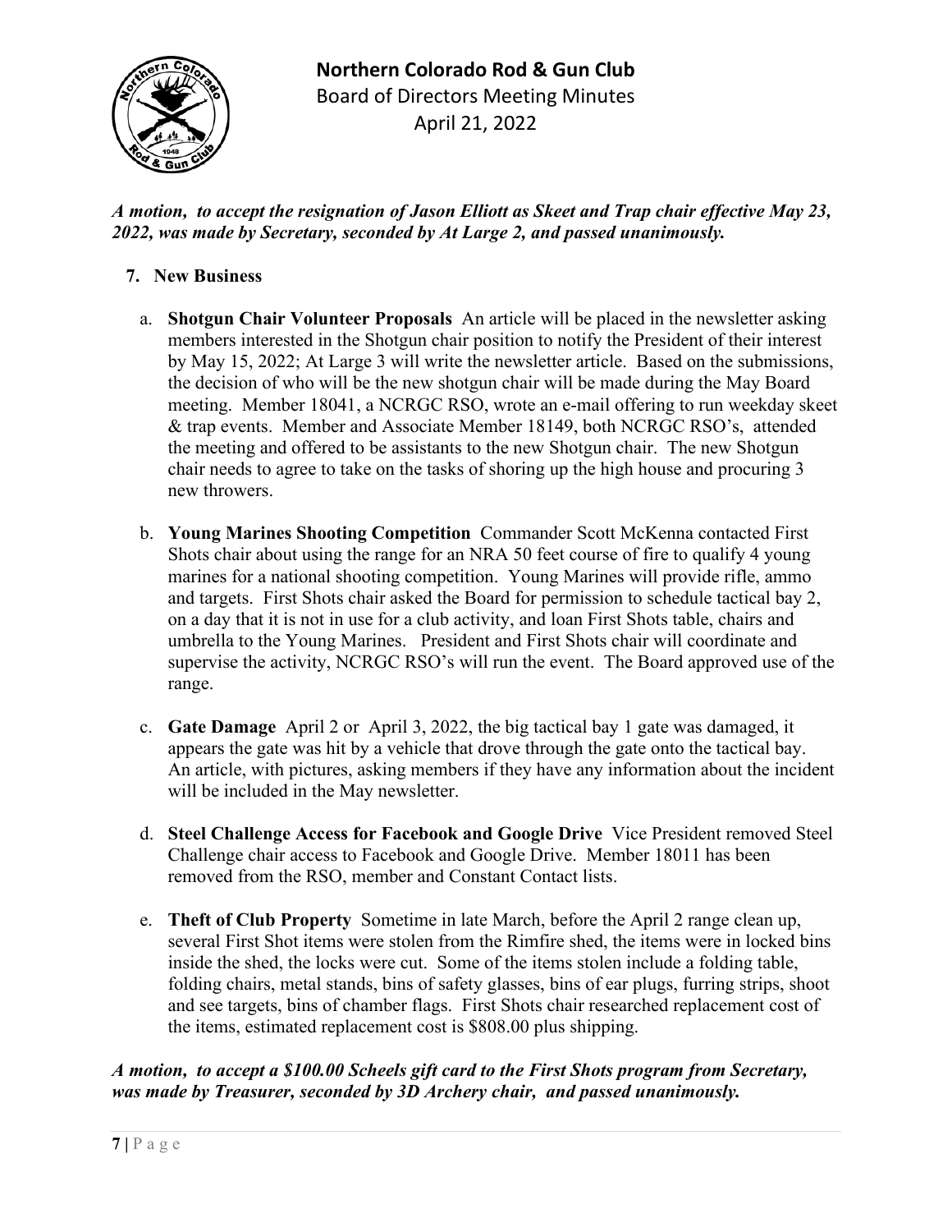*A motion, to accept the resignation of Jason Elliott as Skeet and Trap chair effective May 23, 2022, was made by Secretary, seconded by At Large 2, and passed unanimously.*

7. **New Business**

   a. **Shotgun Chair Volunteer Proposals** An article will be placed in the newsletter asking members interested in the Shotgun chair position to notify the President of their interest by May 15, 2022; At Large 3 will write the newsletter article. Based on the submissions, the decision of who will be the new shotgun chair will be made during the May Board meeting. Member 18041, a NCRGC RSO, wrote an e-mail offering to run weekday skeet & trap events. Member and Associate Member 18149, both NCRGC RSO's, attended the meeting and offered to be assistants to the new Shotgun chair. The new Shotgun chair needs to agree to take on the tasks of shoring up the high house and procuring 3 new throwers.

   b. **Young Marines Shooting Competition** Commander Scott McKenna contacted First Shots chair about using the range for an NRA 50 feet course of fire to qualify 4 young marines for a national shooting competition. Young Marines will provide rifle, ammo and targets. First Shots chair asked the Board for permission to schedule tactical bay 2, on a day that it is not in use for a club activity, and loan First Shots table, chairs and umbrella to the Young Marines. President and First Shots chair will coordinate and supervise the activity, NCRGC RSO's will run the event. The Board approved use of the range.

   c. **Gate Damage** April 2 or April 3, 2022, the big tactical bay 1 gate was damaged, it appears the gate was hit by a vehicle that drove through the gate onto the tactical bay. An article, with pictures, asking members if they have any information about the incident will be included in the May newsletter.

   d. **Steel Challenge Access for Facebook and Google Drive** Vice President removed Steel Challenge chair access to Facebook and Google Drive. Member 18011 has been removed from the RSO, member and Constant Contact lists.

   e. **Theft of Club Property** Sometime in late March, before the April 2 range clean up, several First Shot items were stolen from the Rimfire shed, the items were in locked bins inside the shed, the locks were cut. Some of the items stolen include a folding table, folding chairs, metal stands, bins of safety glasses, bins of ear plugs, furring strips, shoot and see targets, bins of chamber flags. First Shots chair researched replacement cost of the items, estimated replacement cost is $808.00 plus shipping.

*A motion, to accept a $100.00 Scheels gift card to the First Shots program from Secretary, was made by Treasurer, seconded by 3D Archery chair, and passed unanimously.*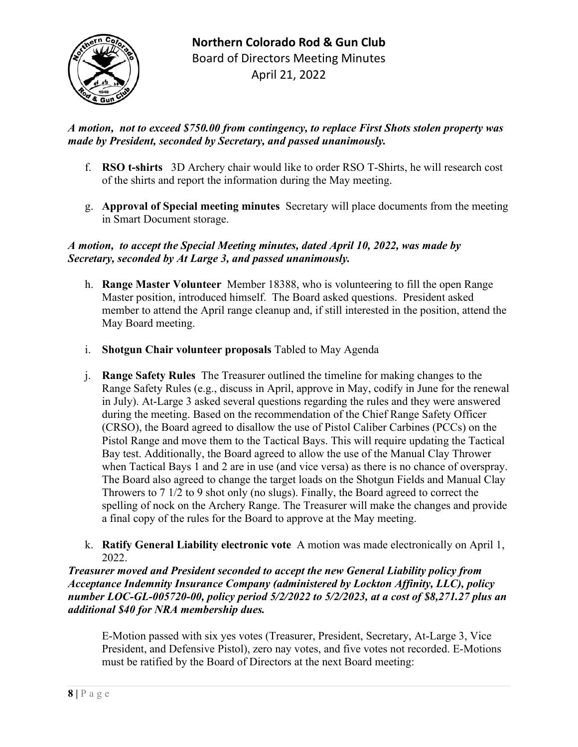***A motion, not to exceed $750.00 from contingency, to replace First Shots stolen property was made by President, seconded by Secretary, and passed unanimously.***

f. **RSO t-shirts** 3D Archery chair would like to order RSO T-Shirts, he will research cost of the shirts and report the information during the May meeting.

g. **Approval of Special meeting minutes** Secretary will place documents from the meeting in Smart Document storage.

***A motion, to accept the Special Meeting minutes, dated April 10, 2022, was made by Secretary, seconded by At Large 3, and passed unanimously.***

h. **Range Master Volunteer** Member 18388, who is volunteering to fill the open Range Master position, introduced himself. The Board asked questions. President asked member to attend the April range cleanup and, if still interested in the position, attend the May Board meeting.

i. **Shotgun Chair volunteer proposals** Tabled to May Agenda

j. **Range Safety Rules** The Treasurer outlined the timeline for making changes to the Range Safety Rules (e.g., discuss in April, approve in May, codify in June for the renewal in July). At-Large 3 asked several questions regarding the rules and they were answered during the meeting. Based on the recommendation of the Chief Range Safety Officer (CRSO), the Board agreed to disallow the use of Pistol Caliber Carbines (PCCs) on the Pistol Range and move them to the Tactical Bays. This will require updating the Tactical Bay test. Additionally, the Board agreed to allow the use of the Manual Clay Thrower when Tactical Bays 1 and 2 are in use (and vice versa) as there is no chance of overspray. The Board also agreed to change the target loads on the Shotgun Fields and Manual Clay Throwers to 7 1/2 to 9 shot only (no slugs). Finally, the Board agreed to correct the spelling of nock on the Archery Range. The Treasurer will make the changes and provide a final copy of the rules for the Board to approve at the May meeting.

k. **Ratify General Liability electronic vote** A motion was made electronically on April 1, 2022.

***Treasurer moved and President seconded to accept the new General Liability policy from Acceptance Indemnity Insurance Company (administered by Lockton Affinity, LLC), policy number LOC-GL-005720-00, policy period 5/2/2022 to 5/2/2023, at a cost of $8,271.27 plus an additional $40 for NRA membership dues.***

E-Motion passed with six yes votes (Treasurer, President, Secretary, At-Large 3, Vice President, and Defensive Pistol), zero nay votes, and five votes not recorded. E-Motions must be ratified by the Board of Directors at the next Board meeting: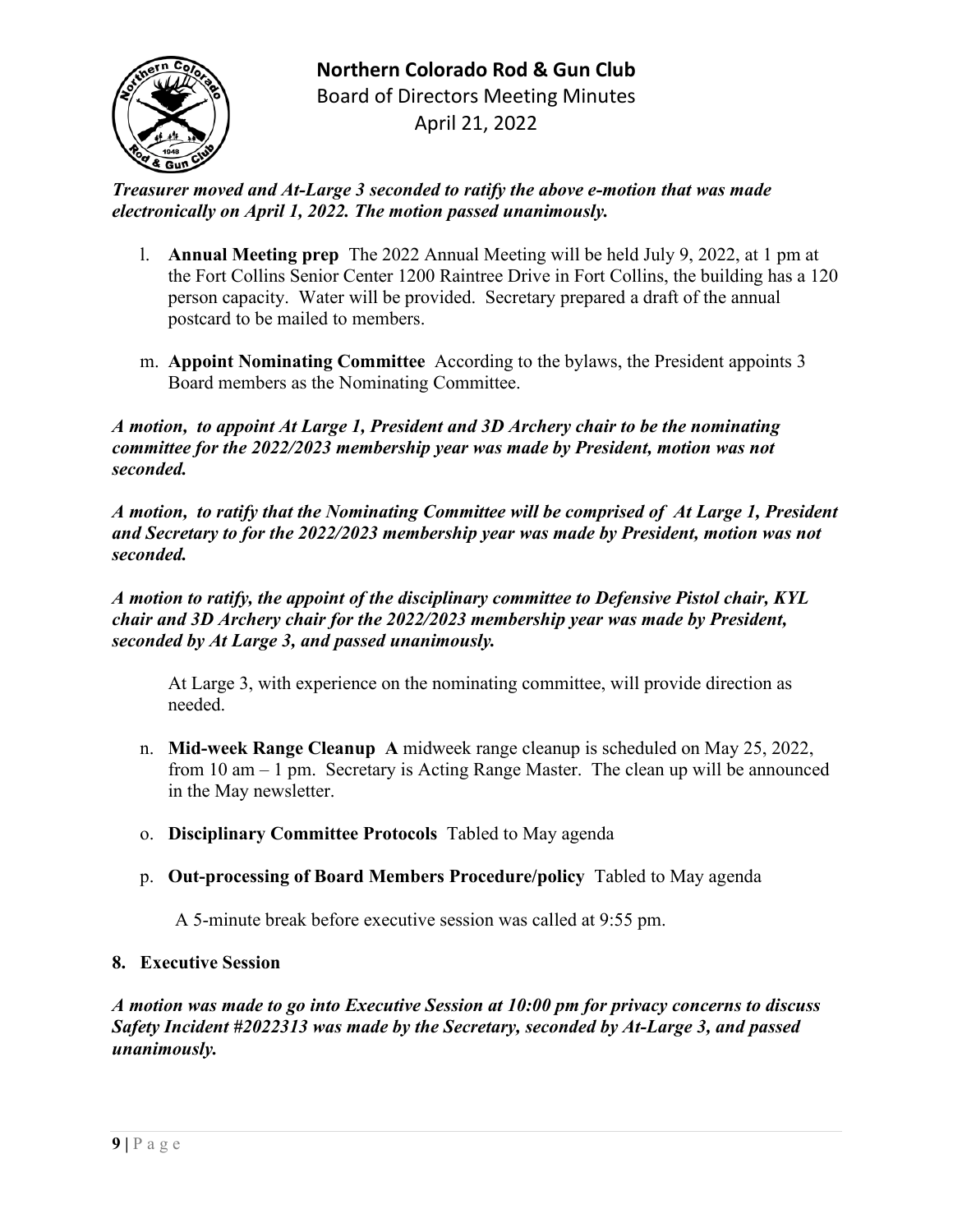***Treasurer moved and At-Large 3 seconded to ratify the above e-motion that was made electronically on April 1, 2022. The motion passed unanimously.***

l. **Annual Meeting prep** The 2022 Annual Meeting will be held July 9, 2022, at 1 pm at the Fort Collins Senior Center 1200 Raintree Drive in Fort Collins, the building has a 120 person capacity. Water will be provided. Secretary prepared a draft of the annual postcard to be mailed to members.

m. **Appoint Nominating Committee** According to the bylaws, the President appoints 3 Board members as the Nominating Committee.

***A motion, to appoint At Large 1, President and 3D Archery chair to be the nominating committee for the 2022/2023 membership year was made by President, motion was not seconded.***

***A motion, to ratify that the Nominating Committee will be comprised of At Large 1, President and Secretary to for the 2022/2023 membership year was made by President, motion was not seconded.***

***A motion to ratify, the appoint of the disciplinary committee to Defensive Pistol chair, KYL chair and 3D Archery chair for the 2022/2023 membership year was made by President, seconded by At Large 3, and passed unanimously.***

At Large 3, with experience on the nominating committee, will provide direction as needed.

n. **Mid-week Range Cleanup A** midweek range cleanup is scheduled on May 25, 2022, from 10 am – 1 pm. Secretary is Acting Range Master. The clean up will be announced in the May newsletter.

o. **Disciplinary Committee Protocols** Tabled to May agenda

p. **Out-processing of Board Members Procedure/policy** Tabled to May agenda

A 5-minute break before executive session was called at 9:55 pm.

**8. Executive Session**

***A motion was made to go into Executive Session at 10:00 pm for privacy concerns to discuss Safety Incident #2022313 was made by the Secretary, seconded by At-Large 3, and passed unanimously.***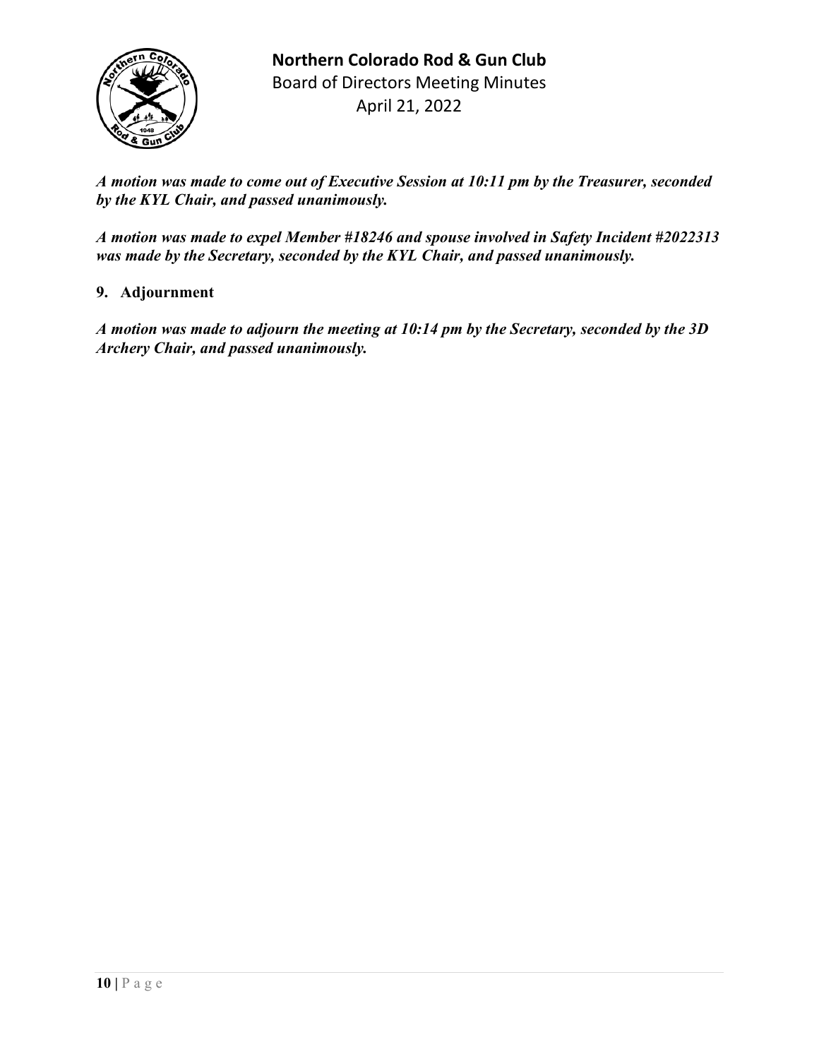***A motion was made to come out of Executive Session at 10:11 pm by the Treasurer, seconded by the KYL Chair, and passed unanimously.***

***A motion was made to expel Member #18246 and spouse involved in Safety Incident #2022313 was made by the Secretary, seconded by the KYL Chair, and passed unanimously.***

## 9. Adjournment

***A motion was made to adjourn the meeting at 10:14 pm by the Secretary, seconded by the 3D Archery Chair, and passed unanimously.***